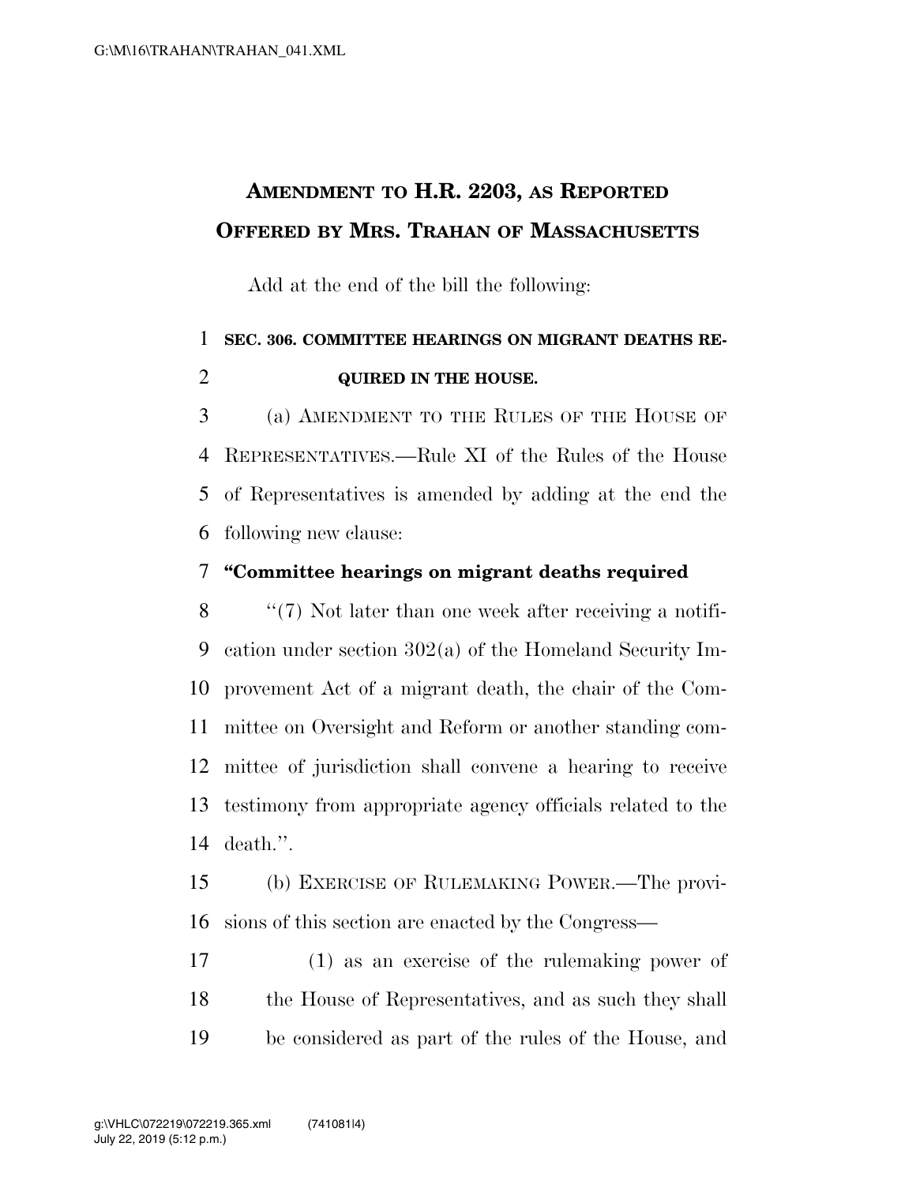# AMENDMENT TO H.R. 2203, AS REPORTED OFFERED BY MRS. TRAHAN OF MASSACHUSETTS

Add at the end of the bill the following:

**SEC. 306. COMMITTEE HEARINGS ON MIGRANT DEATHS REQUIRED IN THE HOUSE.**

(a) AMENDMENT TO THE RULES OF THE HOUSE OF REPRESENTATIVES.—Rule XI of the Rules of the House of Representatives is amended by adding at the end the following new clause:

**"Committee hearings on migrant deaths required**

"(7) Not later than one week after receiving a notification under section 302(a) of the Homeland Security Improvement Act of a migrant death, the chair of the Committee on Oversight and Reform or another standing committee of jurisdiction shall convene a hearing to receive testimony from appropriate agency officials related to the death.".

(b) EXERCISE OF RULEMAKING POWER.—The provisions of this section are enacted by the Congress—

(1) as an exercise of the rulemaking power of the House of Representatives, and as such they shall be considered as part of the rules of the House, and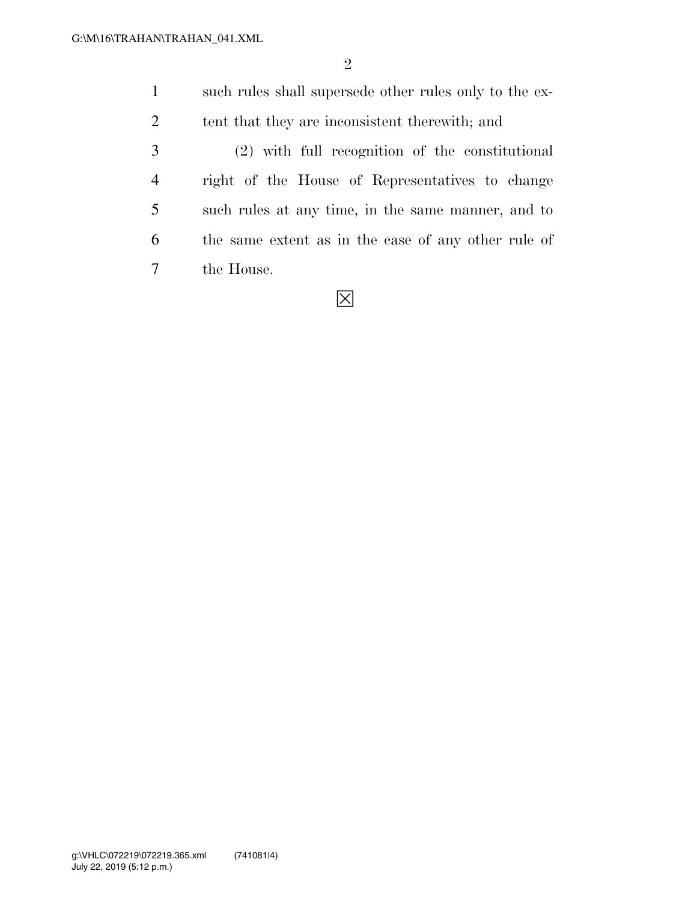such rules shall supersede other rules only to the extent that they are inconsistent therewith; and

(2) with full recognition of the constitutional right of the House of Representatives to change such rules at any time, in the same manner, and to the same extent as in the case of any other rule of the House.

☒